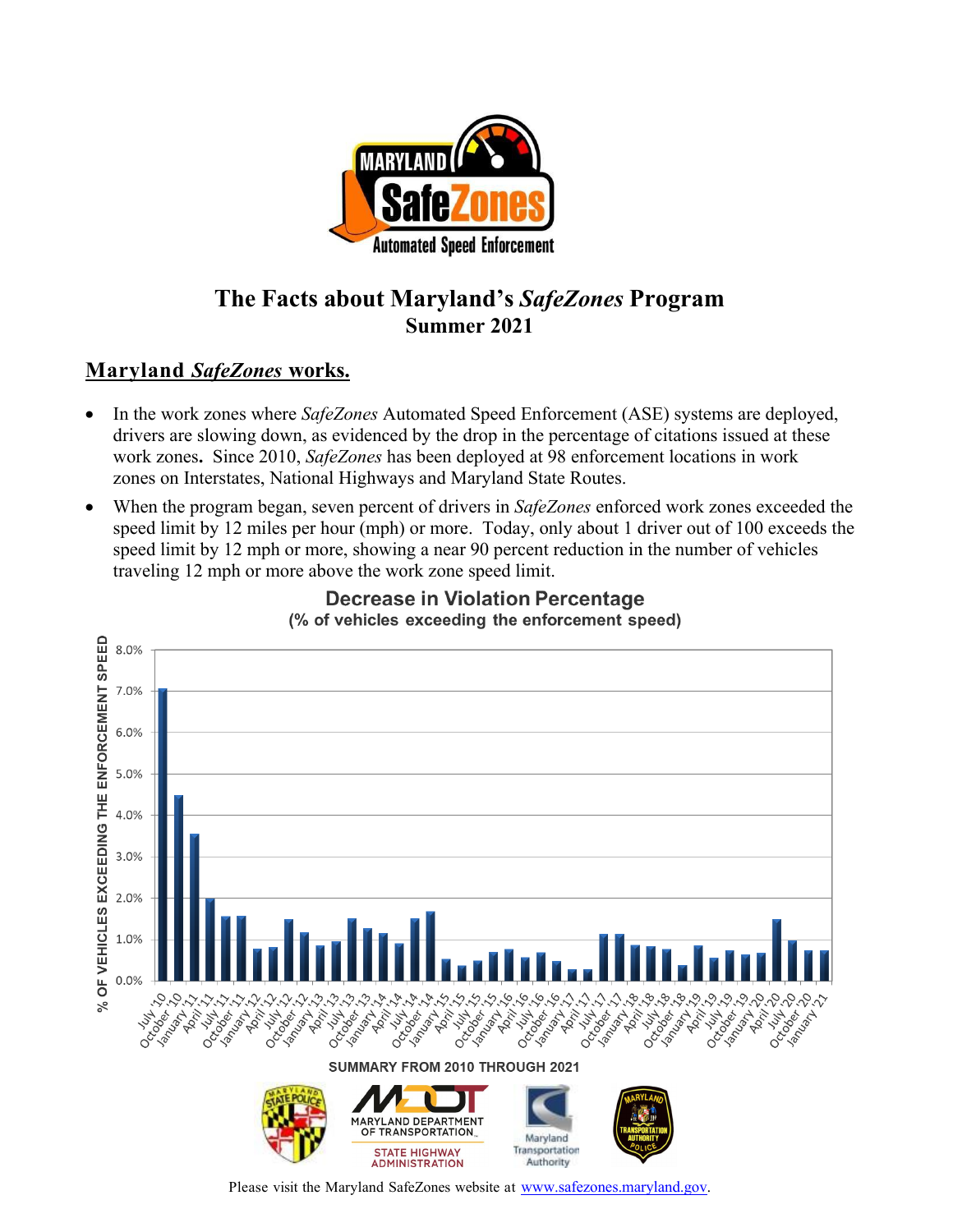# The Facts about Maryland's *SafeZones* Program

**Summer 2021**

## Maryland *SafeZones* works.

- In the work zones where *SafeZones* Automated Speed Enforcement (ASE) systems are deployed, drivers are slowing down, as evidenced by the drop in the percentage of citations issued at these work zones**.** Since 2010, *SafeZones* has been deployed at 98 enforcement locations in work zones on Interstates, National Highways and Maryland State Routes.
- When the program began, seven percent of drivers in *SafeZones* enforced work zones exceeded the speed limit by 12 miles per hour (mph) or more. Today, only about 1 driver out of 100 exceeds the speed limit by 12 mph or more, showing a near 90 percent reduction in the number of vehicles traveling 12 mph or more above the work zone speed limit.

**Decrease in Violation Percentage**
**(% of vehicles exceeding the enforcement speed)**

SUMMARY FROM 2010 THROUGH 2021

Please visit the Maryland SafeZones website at [www.safezones.maryland.gov](http://www.safezones.maryland.gov).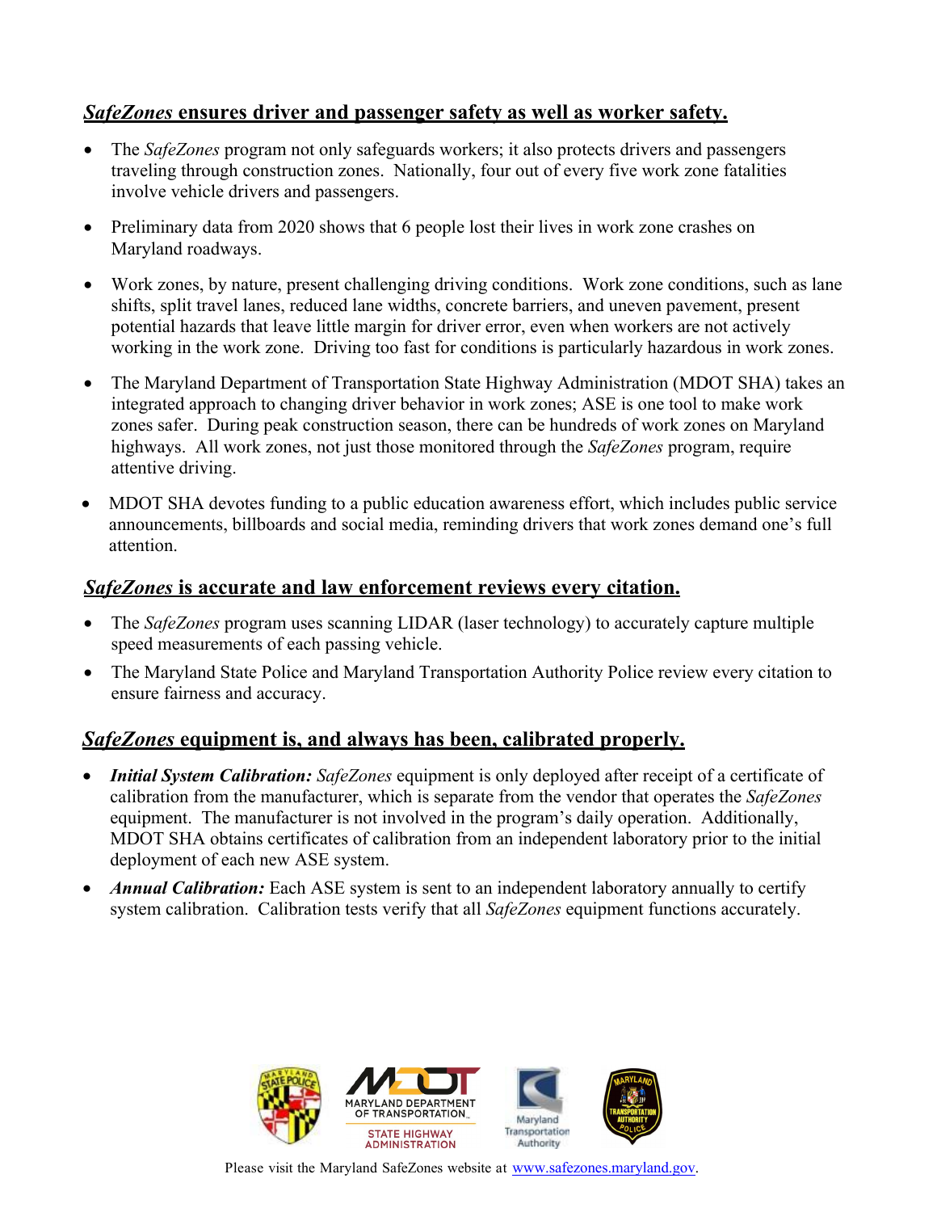## ***SafeZones*** **ensures driver and passenger safety as well as worker safety.**

- The *SafeZones* program not only safeguards workers; it also protects drivers and passengers traveling through construction zones. Nationally, four out of every five work zone fatalities involve vehicle drivers and passengers.
- Preliminary data from 2020 shows that 6 people lost their lives in work zone crashes on Maryland roadways.
- Work zones, by nature, present challenging driving conditions. Work zone conditions, such as lane shifts, split travel lanes, reduced lane widths, concrete barriers, and uneven pavement, present potential hazards that leave little margin for driver error, even when workers are not actively working in the work zone. Driving too fast for conditions is particularly hazardous in work zones.
- The Maryland Department of Transportation State Highway Administration (MDOT SHA) takes an integrated approach to changing driver behavior in work zones; ASE is one tool to make work zones safer. During peak construction season, there can be hundreds of work zones on Maryland highways. All work zones, not just those monitored through the *SafeZones* program, require attentive driving.
- MDOT SHA devotes funding to a public education awareness effort, which includes public service announcements, billboards and social media, reminding drivers that work zones demand one's full attention.

## ***SafeZones*** **is accurate and law enforcement reviews every citation.**

- The *SafeZones* program uses scanning LIDAR (laser technology) to accurately capture multiple speed measurements of each passing vehicle.
- The Maryland State Police and Maryland Transportation Authority Police review every citation to ensure fairness and accuracy.

## ***SafeZones*** **equipment is, and always has been, calibrated properly.**

- ***Initial System Calibration:*** *SafeZones* equipment is only deployed after receipt of a certificate of calibration from the manufacturer, which is separate from the vendor that operates the *SafeZones* equipment. The manufacturer is not involved in the program's daily operation. Additionally, MDOT SHA obtains certificates of calibration from an independent laboratory prior to the initial deployment of each new ASE system.
- ***Annual Calibration:*** Each ASE system is sent to an independent laboratory annually to certify system calibration. Calibration tests verify that all *SafeZones* equipment functions accurately.

Please visit the Maryland SafeZones website at [www.safezones.maryland.gov](http://www.safezones.maryland.gov).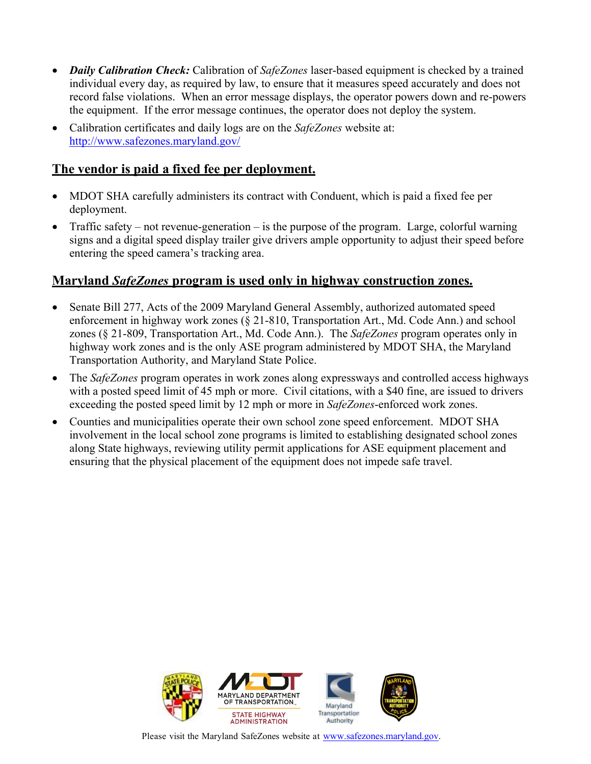- ***Daily Calibration Check:*** Calibration of *SafeZones* laser-based equipment is checked by a trained individual every day, as required by law, to ensure that it measures speed accurately and does not record false violations. When an error message displays, the operator powers down and re-powers the equipment. If the error message continues, the operator does not deploy the system.
- Calibration certificates and daily logs are on the *SafeZones* website at: http://www.safezones.maryland.gov/

## The vendor is paid a fixed fee per deployment.

- MDOT SHA carefully administers its contract with Conduent, which is paid a fixed fee per deployment.
- Traffic safety – not revenue-generation – is the purpose of the program. Large, colorful warning signs and a digital speed display trailer give drivers ample opportunity to adjust their speed before entering the speed camera's tracking area.

## Maryland *SafeZones* program is used only in highway construction zones.

- Senate Bill 277, Acts of the 2009 Maryland General Assembly, authorized automated speed enforcement in highway work zones (§ 21-810, Transportation Art., Md. Code Ann.) and school zones (§ 21-809, Transportation Art., Md. Code Ann.). The *SafeZones* program operates only in highway work zones and is the only ASE program administered by MDOT SHA, the Maryland Transportation Authority, and Maryland State Police.
- The *SafeZones* program operates in work zones along expressways and controlled access highways with a posted speed limit of 45 mph or more. Civil citations, with a $40 fine, are issued to drivers exceeding the posted speed limit by 12 mph or more in *SafeZones*-enforced work zones.
- Counties and municipalities operate their own school zone speed enforcement. MDOT SHA involvement in the local school zone programs is limited to establishing designated school zones along State highways, reviewing utility permit applications for ASE equipment placement and ensuring that the physical placement of the equipment does not impede safe travel.

Please visit the Maryland SafeZones website at www.safezones.maryland.gov.